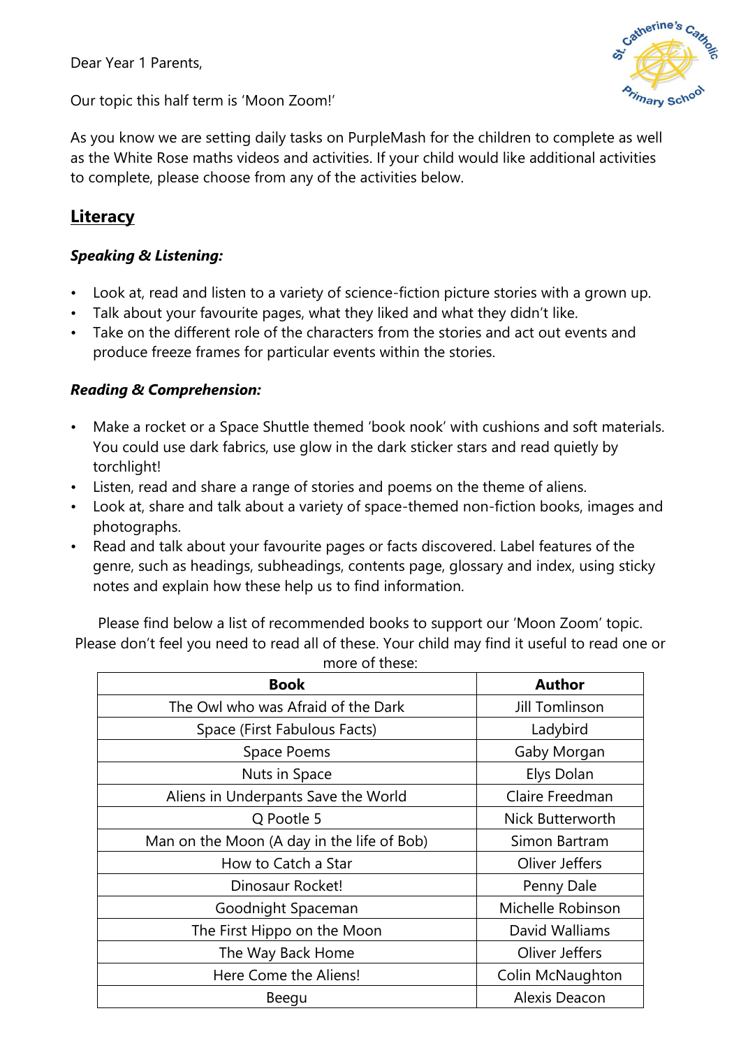Dear Year 1 Parents,

Our topic this half term is 'Moon Zoom!'

As you know we are setting daily tasks on PurpleMash for the children to complete as well as the White Rose maths videos and activities. If your child would like additional activities to complete, please choose from any of the activities below.

## Literacy

### *Speaking & Listening:*

- Look at, read and listen to a variety of science-fiction picture stories with a grown up.
- Talk about your favourite pages, what they liked and what they didn't like.
- Take on the different role of the characters from the stories and act out events and produce freeze frames for particular events within the stories.

### *Reading & Comprehension:*

- Make a rocket or a Space Shuttle themed 'book nook' with cushions and soft materials. You could use dark fabrics, use glow in the dark sticker stars and read quietly by torchlight!
- Listen, read and share a range of stories and poems on the theme of aliens.
- Look at, share and talk about a variety of space-themed non-fiction books, images and photographs.
- Read and talk about your favourite pages or facts discovered. Label features of the genre, such as headings, subheadings, contents page, glossary and index, using sticky notes and explain how these help us to find information.

Please find below a list of recommended books to support our 'Moon Zoom' topic. Please don't feel you need to read all of these. Your child may find it useful to read one or more of these:

| Book | Author |
|---|---|
| The Owl who was Afraid of the Dark | Jill Tomlinson |
| Space (First Fabulous Facts) | Ladybird |
| Space Poems | Gaby Morgan |
| Nuts in Space | Elys Dolan |
| Aliens in Underpants Save the World | Claire Freedman |
| Q Pootle 5 | Nick Butterworth |
| Man on the Moon (A day in the life of Bob) | Simon Bartram |
| How to Catch a Star | Oliver Jeffers |
| Dinosaur Rocket! | Penny Dale |
| Goodnight Spaceman | Michelle Robinson |
| The First Hippo on the Moon | David Walliams |
| The Way Back Home | Oliver Jeffers |
| Here Come the Aliens! | Colin McNaughton |
| Beegu | Alexis Deacon |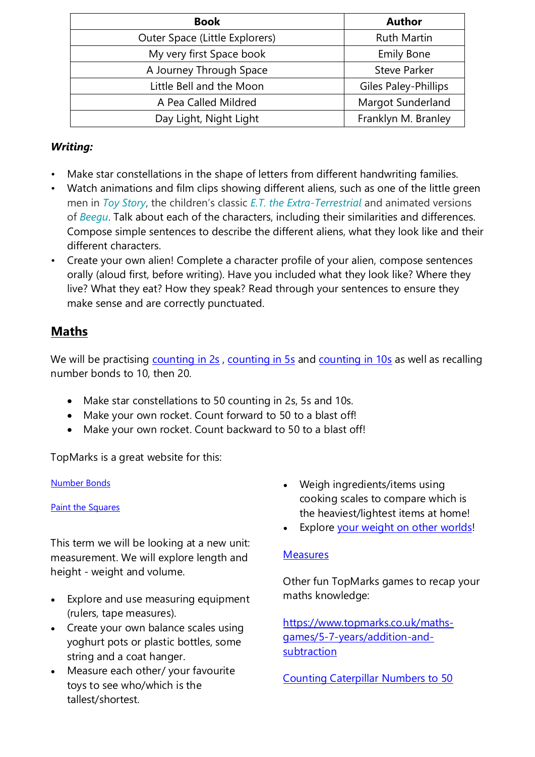| Book | Author |
| --- | --- |
| Outer Space (Little Explorers) | Ruth Martin |
| My very first Space book | Emily Bone |
| A Journey Through Space | Steve Parker |
| Little Bell and the Moon | Giles Paley-Phillips |
| A Pea Called Mildred | Margot Sunderland |
| Day Light, Night Light | Franklyn M. Branley |

***Writing:***

- Make star constellations in the shape of letters from different handwriting families.
- Watch animations and film clips showing different aliens, such as one of the little green men in *Toy Story*, the children's classic *E.T. the Extra-Terrestrial* and animated versions of *Beegu*. Talk about each of the characters, including their similarities and differences. Compose simple sentences to describe the different aliens, what they look like and their different characters.
- Create your own alien! Complete a character profile of your alien, compose sentences orally (aloud first, before writing). Have you included what they look like? Where they live? What they eat? How they speak? Read through your sentences to ensure they make sense and are correctly punctuated.

## Maths

We will be practising counting in 2s , counting in 5s and counting in 10s as well as recalling number bonds to 10, then 20.

- Make star constellations to 50 counting in 2s, 5s and 10s.
- Make your own rocket. Count forward to 50 to a blast off!
- Make your own rocket. Count backward to 50 to a blast off!

TopMarks is a great website for this:

Number Bonds

Paint the Squares

This term we will be looking at a new unit: measurement. We will explore length and height - weight and volume.

- Explore and use measuring equipment (rulers, tape measures).
- Create your own balance scales using yoghurt pots or plastic bottles, some string and a coat hanger.
- Measure each other/ your favourite toys to see who/which is the tallest/shortest.
- Weigh ingredients/items using cooking scales to compare which is the heaviest/lightest items at home!
- Explore your weight on other worlds!

Measures

Other fun TopMarks games to recap your maths knowledge:

https://www.topmarks.co.uk/maths-games/5-7-years/addition-and-subtraction

Counting Caterpillar Numbers to 50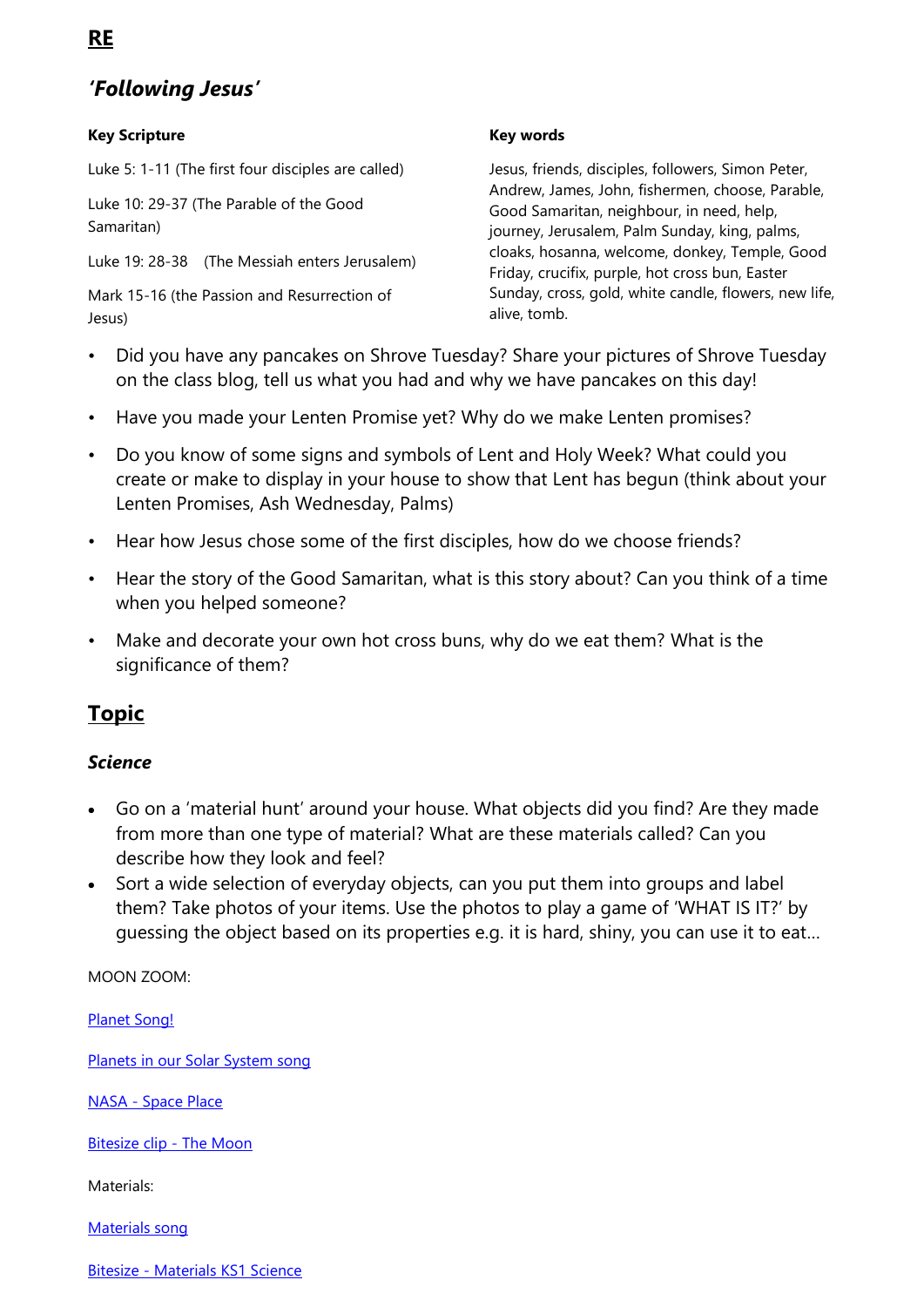# RE

## *'Following Jesus'*

**Key Scripture**

Luke 5: 1-11 (The first four disciples are called)

Luke 10: 29-37 (The Parable of the Good Samaritan)

Luke 19: 28-38 (The Messiah enters Jerusalem)

Mark 15-16 (the Passion and Resurrection of Jesus)

**Key words**

Jesus, friends, disciples, followers, Simon Peter, Andrew, James, John, fishermen, choose, Parable, Good Samaritan, neighbour, in need, help, journey, Jerusalem, Palm Sunday, king, palms, cloaks, hosanna, welcome, donkey, Temple, Good Friday, crucifix, purple, hot cross bun, Easter Sunday, cross, gold, white candle, flowers, new life, alive, tomb.

- Did you have any pancakes on Shrove Tuesday? Share your pictures of Shrove Tuesday on the class blog, tell us what you had and why we have pancakes on this day!
- Have you made your Lenten Promise yet? Why do we make Lenten promises?
- Do you know of some signs and symbols of Lent and Holy Week? What could you create or make to display in your house to show that Lent has begun (think about your Lenten Promises, Ash Wednesday, Palms)
- Hear how Jesus chose some of the first disciples, how do we choose friends?
- Hear the story of the Good Samaritan, what is this story about? Can you think of a time when you helped someone?
- Make and decorate your own hot cross buns, why do we eat them? What is the significance of them?

# Topic

### *Science*

- Go on a 'material hunt' around your house. What objects did you find? Are they made from more than one type of material? What are these materials called? Can you describe how they look and feel?
- Sort a wide selection of everyday objects, can you put them into groups and label them? Take photos of your items. Use the photos to play a game of 'WHAT IS IT?' by guessing the object based on its properties e.g. it is hard, shiny, you can use it to eat…

MOON ZOOM:

Planet Song!

Planets in our Solar System song

NASA - Space Place

Bitesize clip - The Moon

Materials:

Materials song

Bitesize - Materials KS1 Science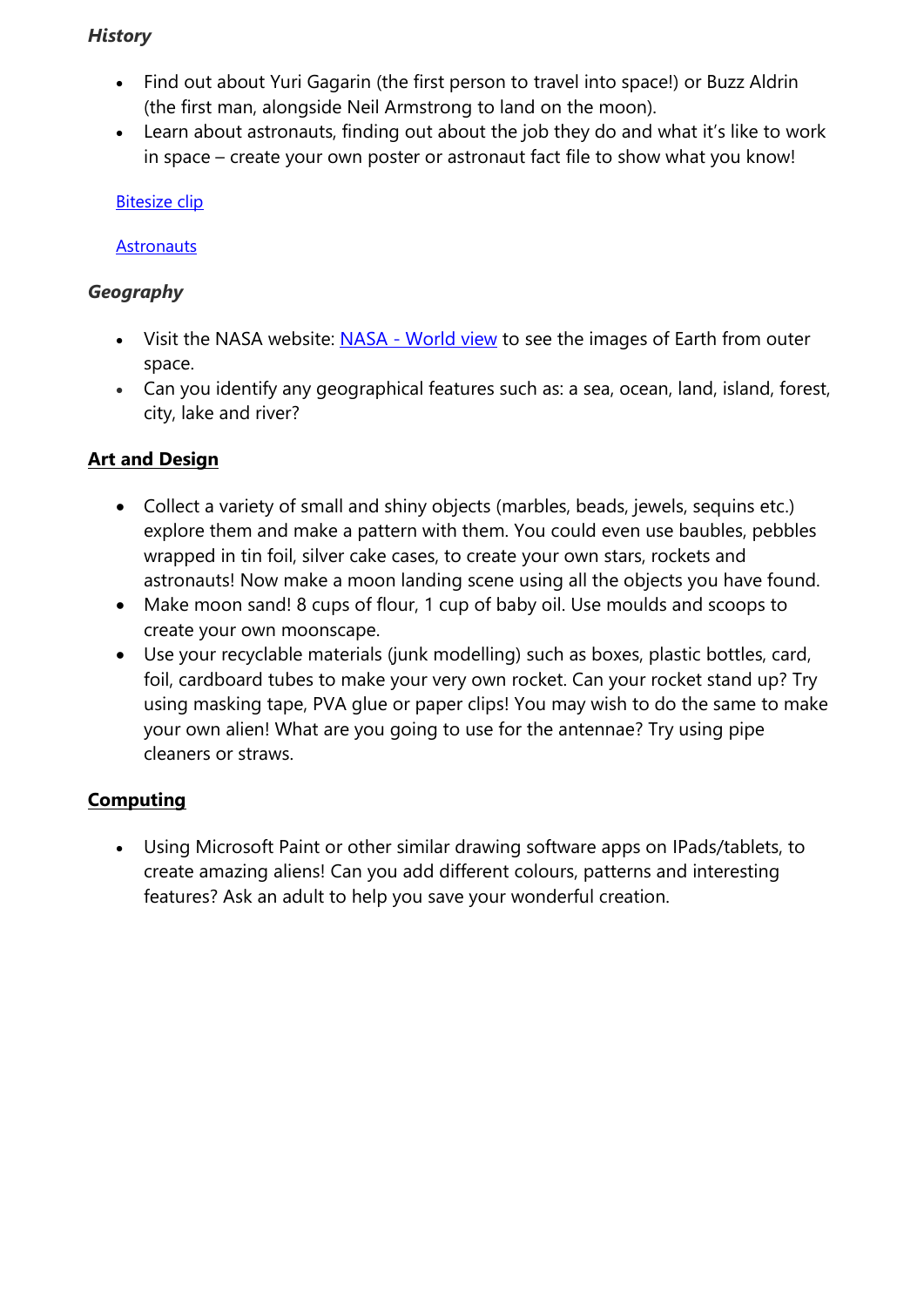### *History*

- Find out about Yuri Gagarin (the first person to travel into space!) or Buzz Aldrin (the first man, alongside Neil Armstrong to land on the moon).
- Learn about astronauts, finding out about the job they do and what it's like to work in space – create your own poster or astronaut fact file to show what you know!

Bitesize clip

Astronauts

### *Geography*

- Visit the NASA website: NASA - World view to see the images of Earth from outer space.
- Can you identify any geographical features such as: a sea, ocean, land, island, forest, city, lake and river?

### Art and Design

- Collect a variety of small and shiny objects (marbles, beads, jewels, sequins etc.) explore them and make a pattern with them. You could even use baubles, pebbles wrapped in tin foil, silver cake cases, to create your own stars, rockets and astronauts! Now make a moon landing scene using all the objects you have found.
- Make moon sand! 8 cups of flour, 1 cup of baby oil. Use moulds and scoops to create your own moonscape.
- Use your recyclable materials (junk modelling) such as boxes, plastic bottles, card, foil, cardboard tubes to make your very own rocket. Can your rocket stand up? Try using masking tape, PVA glue or paper clips! You may wish to do the same to make your own alien! What are you going to use for the antennae? Try using pipe cleaners or straws.

### Computing

- Using Microsoft Paint or other similar drawing software apps on IPads/tablets, to create amazing aliens! Can you add different colours, patterns and interesting features? Ask an adult to help you save your wonderful creation.